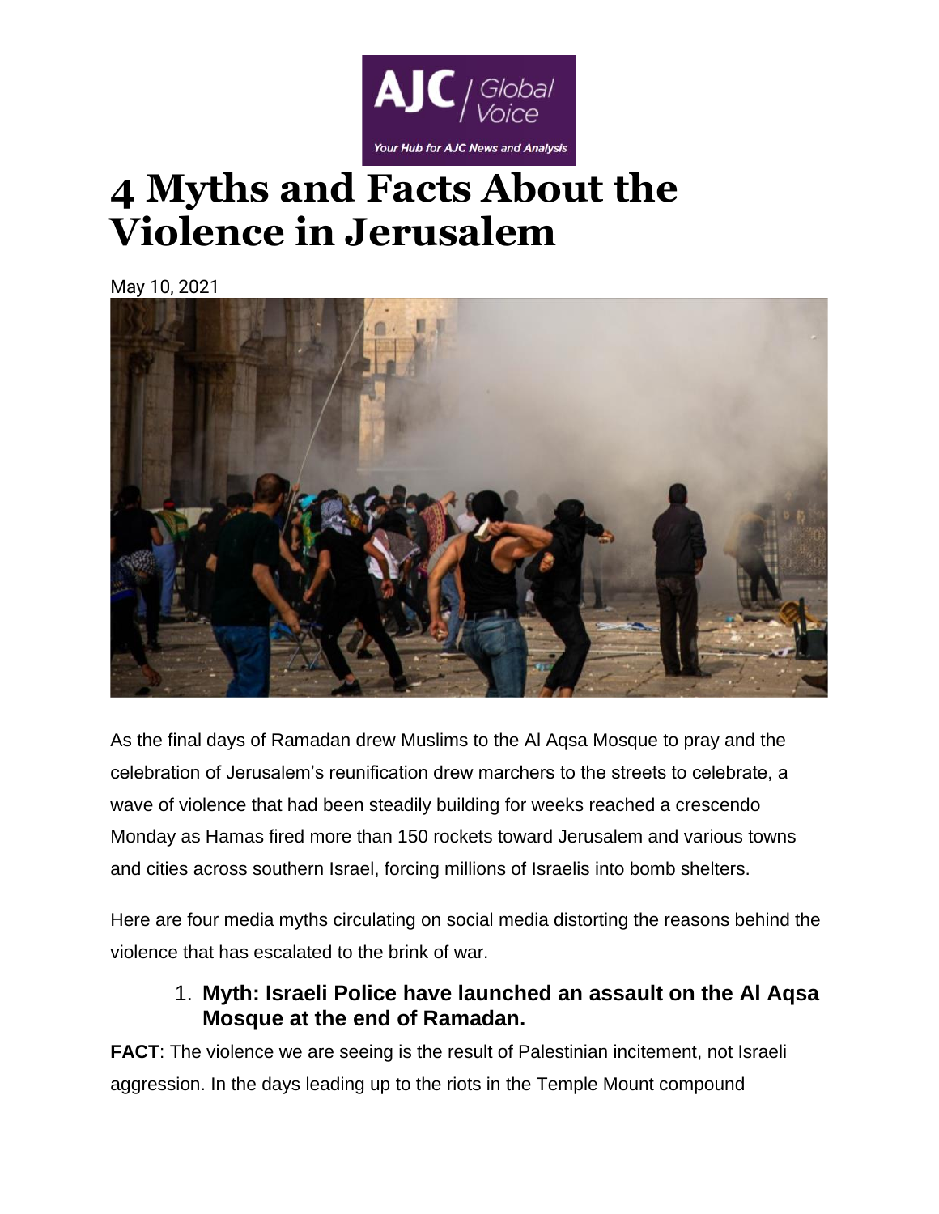# 4 Myths and Facts About the Violence in Jerusalem

May 10, 2021

As the final days of Ramadan drew Muslims to the Al Aqsa Mosque to pray and the celebration of Jerusalem's reunification drew marchers to the streets to celebrate, a wave of violence that had been steadily building for weeks reached a crescendo Monday as Hamas fired more than 150 rockets toward Jerusalem and various towns and cities across southern Israel, forcing millions of Israelis into bomb shelters.

Here are four media myths circulating on social media distorting the reasons behind the violence that has escalated to the brink of war.

1. **Myth: Israeli Police have launched an assault on the Al Aqsa Mosque at the end of Ramadan.**

**FACT**: The violence we are seeing is the result of Palestinian incitement, not Israeli aggression. In the days leading up to the riots in the Temple Mount compound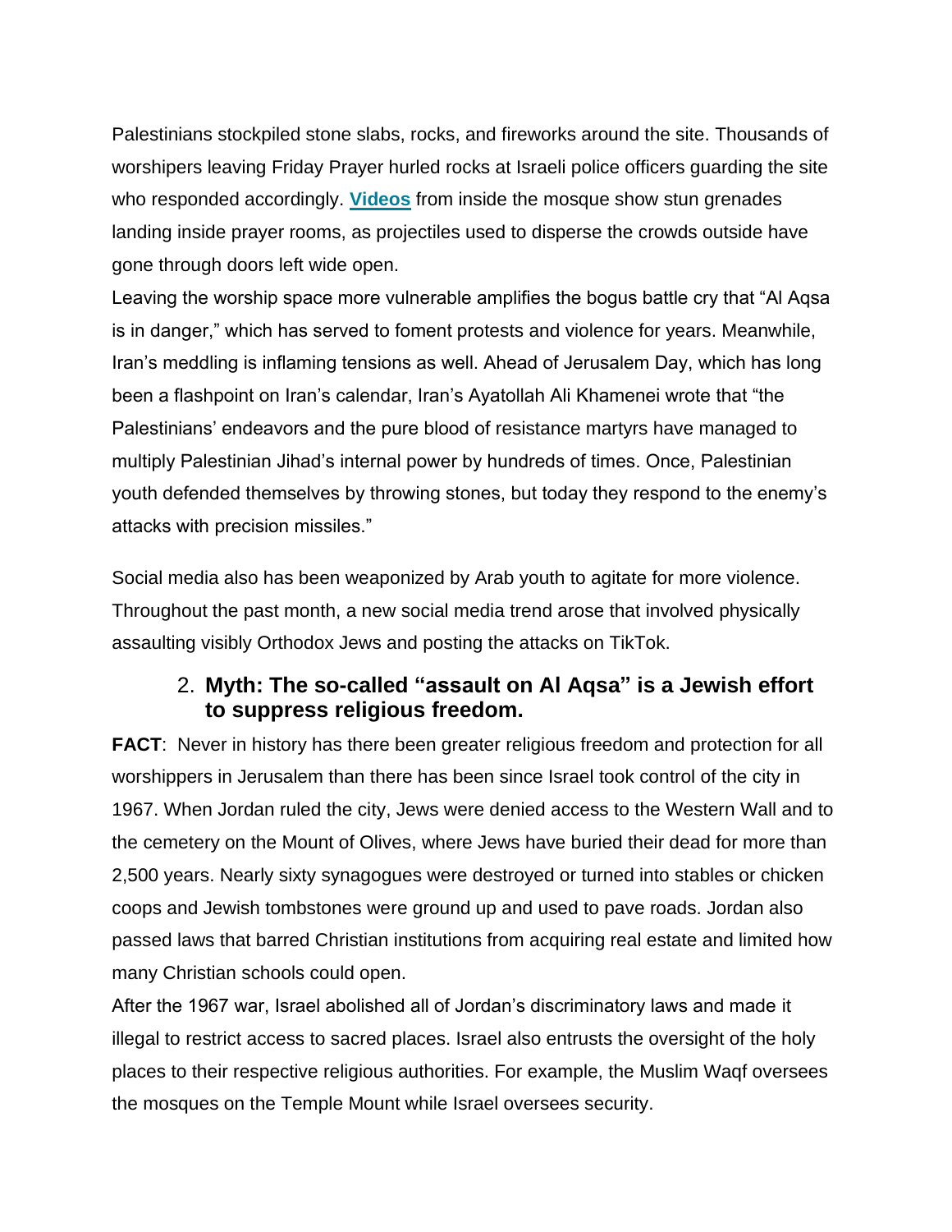Palestinians stockpiled stone slabs, rocks, and fireworks around the site. Thousands of worshipers leaving Friday Prayer hurled rocks at Israeli police officers guarding the site who responded accordingly. **Videos** from inside the mosque show stun grenades landing inside prayer rooms, as projectiles used to disperse the crowds outside have gone through doors left wide open.

Leaving the worship space more vulnerable amplifies the bogus battle cry that "Al Aqsa is in danger," which has served to foment protests and violence for years. Meanwhile, Iran's meddling is inflaming tensions as well. Ahead of Jerusalem Day, which has long been a flashpoint on Iran's calendar, Iran's Ayatollah Ali Khamenei wrote that "the Palestinians' endeavors and the pure blood of resistance martyrs have managed to multiply Palestinian Jihad's internal power by hundreds of times. Once, Palestinian youth defended themselves by throwing stones, but today they respond to the enemy's attacks with precision missiles."

Social media also has been weaponized by Arab youth to agitate for more violence. Throughout the past month, a new social media trend arose that involved physically assaulting visibly Orthodox Jews and posting the attacks on TikTok.

### 2. Myth: The so-called "assault on Al Aqsa" is a Jewish effort to suppress religious freedom.

**FACT**: Never in history has there been greater religious freedom and protection for all worshippers in Jerusalem than there has been since Israel took control of the city in 1967. When Jordan ruled the city, Jews were denied access to the Western Wall and to the cemetery on the Mount of Olives, where Jews have buried their dead for more than 2,500 years. Nearly sixty synagogues were destroyed or turned into stables or chicken coops and Jewish tombstones were ground up and used to pave roads. Jordan also passed laws that barred Christian institutions from acquiring real estate and limited how many Christian schools could open.

After the 1967 war, Israel abolished all of Jordan's discriminatory laws and made it illegal to restrict access to sacred places. Israel also entrusts the oversight of the holy places to their respective religious authorities. For example, the Muslim Waqf oversees the mosques on the Temple Mount while Israel oversees security.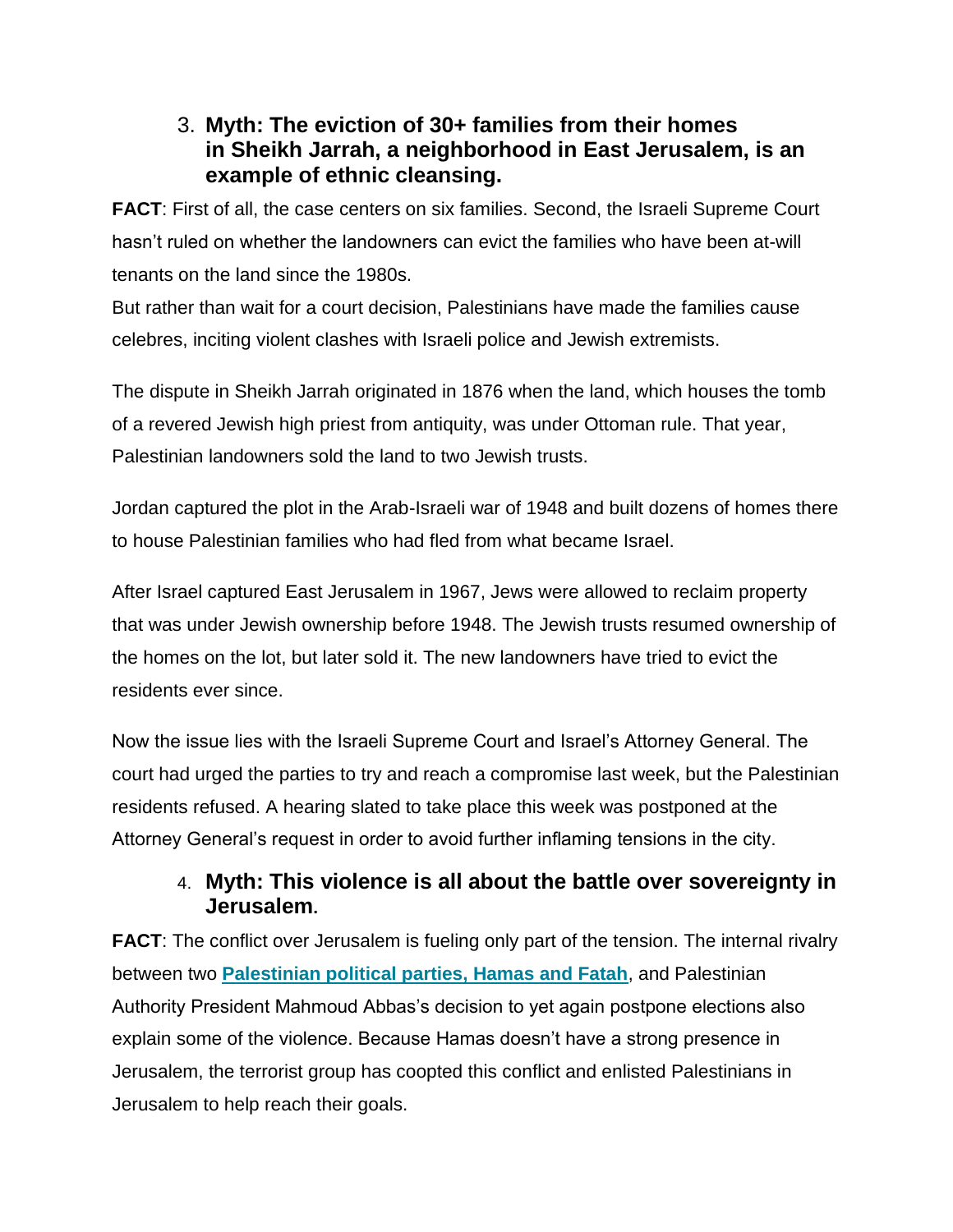3. **Myth: The eviction of 30+ families from their homes in Sheikh Jarrah, a neighborhood in East Jerusalem, is an example of ethnic cleansing.**

**FACT**: First of all, the case centers on six families. Second, the Israeli Supreme Court hasn't ruled on whether the landowners can evict the families who have been at-will tenants on the land since the 1980s.

But rather than wait for a court decision, Palestinians have made the families cause celebres, inciting violent clashes with Israeli police and Jewish extremists.

The dispute in Sheikh Jarrah originated in 1876 when the land, which houses the tomb of a revered Jewish high priest from antiquity, was under Ottoman rule. That year, Palestinian landowners sold the land to two Jewish trusts.

Jordan captured the plot in the Arab-Israeli war of 1948 and built dozens of homes there to house Palestinian families who had fled from what became Israel.

After Israel captured East Jerusalem in 1967, Jews were allowed to reclaim property that was under Jewish ownership before 1948. The Jewish trusts resumed ownership of the homes on the lot, but later sold it. The new landowners have tried to evict the residents ever since.

Now the issue lies with the Israeli Supreme Court and Israel's Attorney General. The court had urged the parties to try and reach a compromise last week, but the Palestinian residents refused. A hearing slated to take place this week was postponed at the Attorney General's request in order to avoid further inflaming tensions in the city.

4. **Myth: This violence is all about the battle over sovereignty in Jerusalem.**

**FACT**: The conflict over Jerusalem is fueling only part of the tension. The internal rivalry between two **Palestinian political parties, Hamas and Fatah**, and Palestinian Authority President Mahmoud Abbas's decision to yet again postpone elections also explain some of the violence. Because Hamas doesn't have a strong presence in Jerusalem, the terrorist group has coopted this conflict and enlisted Palestinians in Jerusalem to help reach their goals.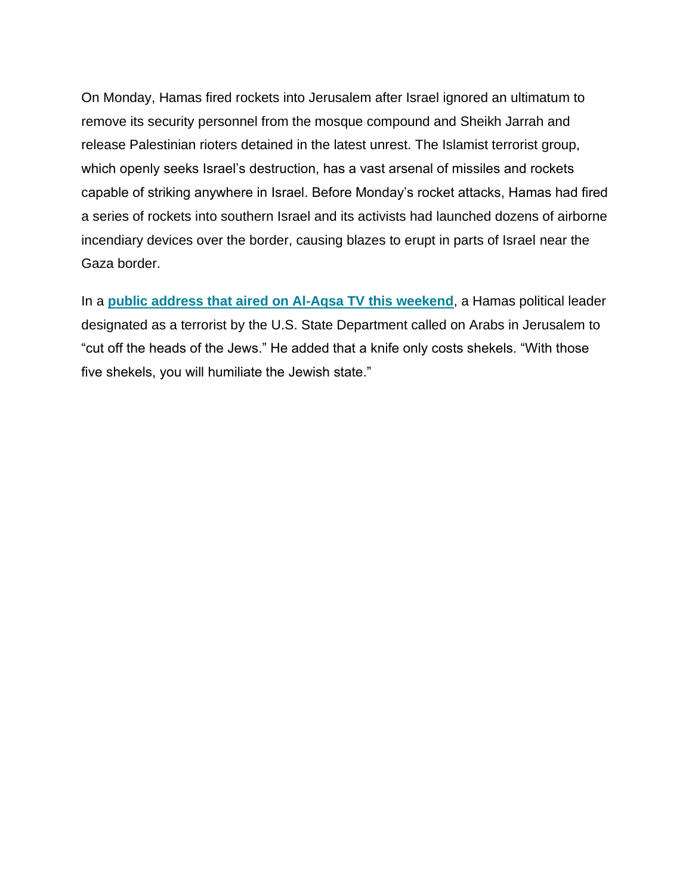On Monday, Hamas fired rockets into Jerusalem after Israel ignored an ultimatum to remove its security personnel from the mosque compound and Sheikh Jarrah and release Palestinian rioters detained in the latest unrest. The Islamist terrorist group, which openly seeks Israel's destruction, has a vast arsenal of missiles and rockets capable of striking anywhere in Israel. Before Monday's rocket attacks, Hamas had fired a series of rockets into southern Israel and its activists had launched dozens of airborne incendiary devices over the border, causing blazes to erupt in parts of Israel near the Gaza border.

In a **public address that aired on Al-Aqsa TV this weekend**, a Hamas political leader designated as a terrorist by the U.S. State Department called on Arabs in Jerusalem to "cut off the heads of the Jews." He added that a knife only costs shekels. "With those five shekels, you will humiliate the Jewish state."